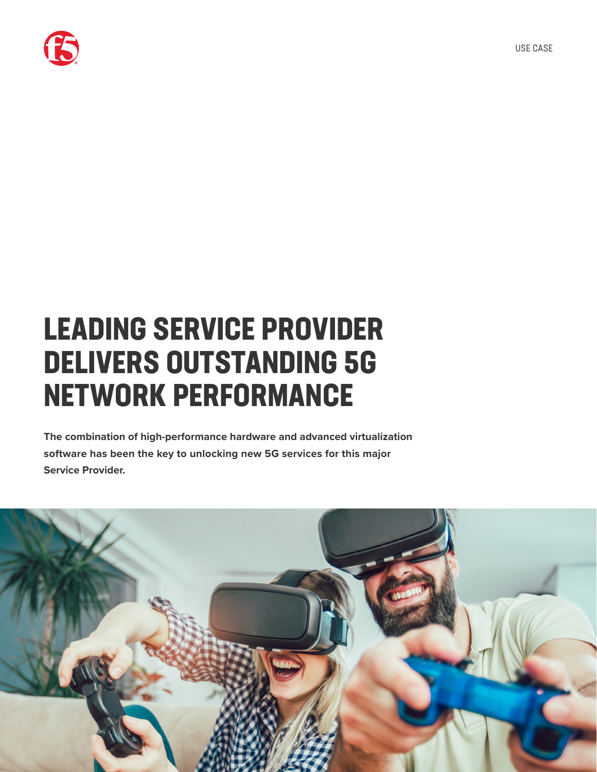USE CASE

# LEADING SERVICE PROVIDER DELIVERS OUTSTANDING 5G NETWORK PERFORMANCE

**The combination of high-performance hardware and advanced virtualization software has been the key to unlocking new 5G services for this major Service Provider.**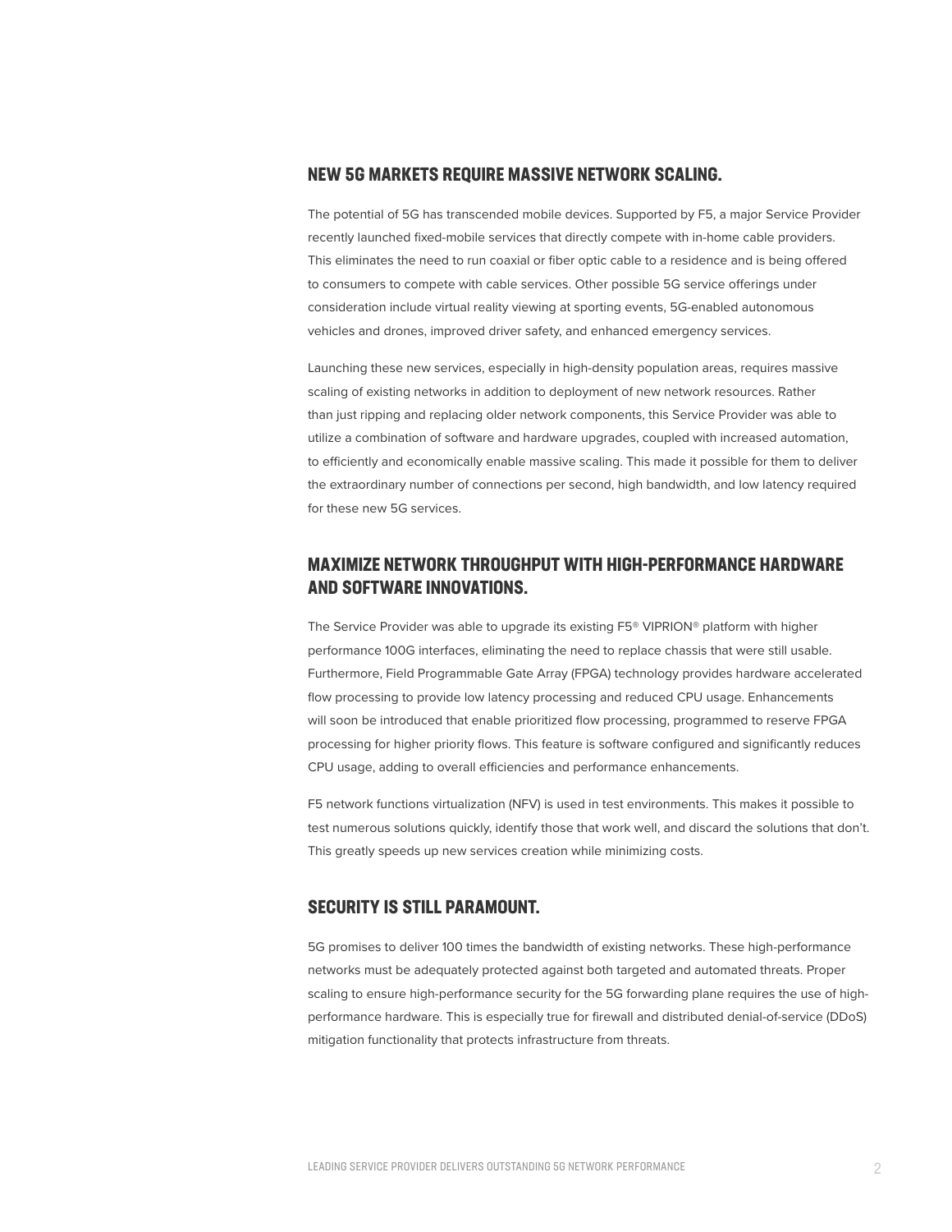## NEW 5G MARKETS REQUIRE MASSIVE NETWORK SCALING.

The potential of 5G has transcended mobile devices. Supported by F5, a major Service Provider recently launched fixed-mobile services that directly compete with in-home cable providers. This eliminates the need to run coaxial or fiber optic cable to a residence and is being offered to consumers to compete with cable services. Other possible 5G service offerings under consideration include virtual reality viewing at sporting events, 5G-enabled autonomous vehicles and drones, improved driver safety, and enhanced emergency services.

Launching these new services, especially in high-density population areas, requires massive scaling of existing networks in addition to deployment of new network resources. Rather than just ripping and replacing older network components, this Service Provider was able to utilize a combination of software and hardware upgrades, coupled with increased automation, to efficiently and economically enable massive scaling. This made it possible for them to deliver the extraordinary number of connections per second, high bandwidth, and low latency required for these new 5G services.

## MAXIMIZE NETWORK THROUGHPUT WITH HIGH-PERFORMANCE HARDWARE AND SOFTWARE INNOVATIONS.

The Service Provider was able to upgrade its existing F5® VIPRION® platform with higher performance 100G interfaces, eliminating the need to replace chassis that were still usable. Furthermore, Field Programmable Gate Array (FPGA) technology provides hardware accelerated flow processing to provide low latency processing and reduced CPU usage. Enhancements will soon be introduced that enable prioritized flow processing, programmed to reserve FPGA processing for higher priority flows. This feature is software configured and significantly reduces CPU usage, adding to overall efficiencies and performance enhancements.

F5 network functions virtualization (NFV) is used in test environments. This makes it possible to test numerous solutions quickly, identify those that work well, and discard the solutions that don't. This greatly speeds up new services creation while minimizing costs.

## SECURITY IS STILL PARAMOUNT.

5G promises to deliver 100 times the bandwidth of existing networks. These high-performance networks must be adequately protected against both targeted and automated threats. Proper scaling to ensure high-performance security for the 5G forwarding plane requires the use of high-performance hardware. This is especially true for firewall and distributed denial-of-service (DDoS) mitigation functionality that protects infrastructure from threats.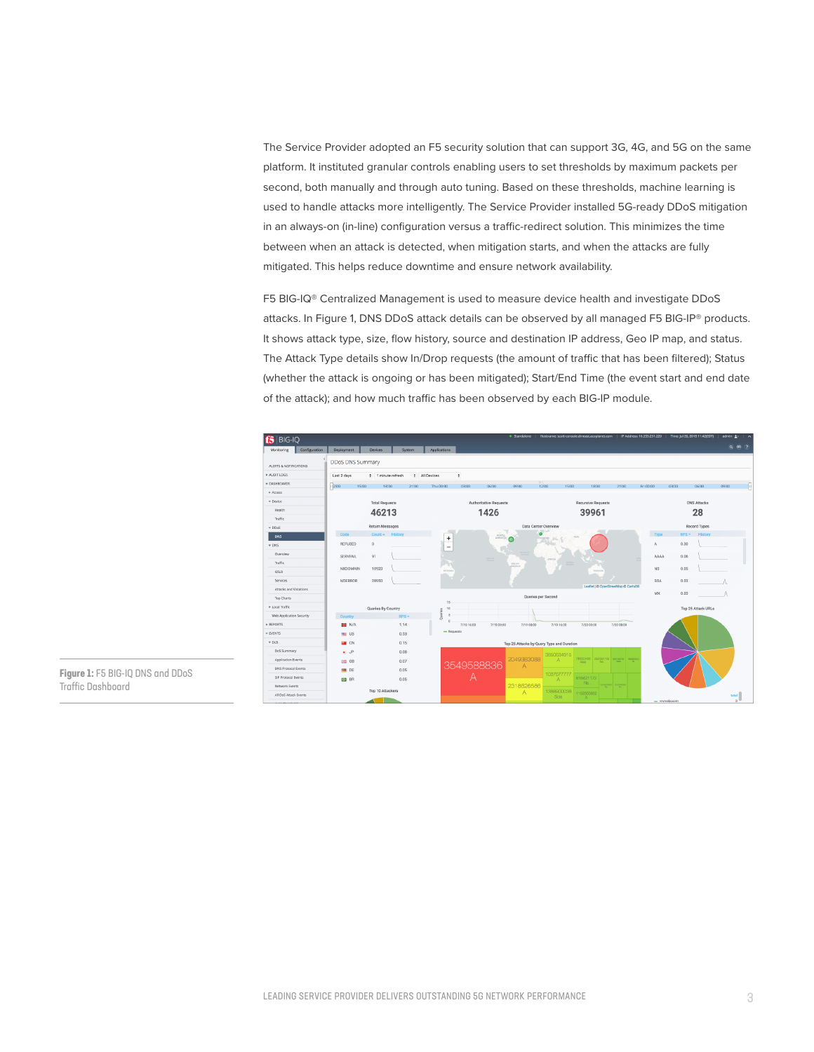The Service Provider adopted an F5 security solution that can support 3G, 4G, and 5G on the same platform. It instituted granular controls enabling users to set thresholds by maximum packets per second, both manually and through auto tuning. Based on these thresholds, machine learning is used to handle attacks more intelligently. The Service Provider installed 5G-ready DDoS mitigation in an always-on (in-line) configuration versus a traffic-redirect solution. This minimizes the time between when an attack is detected, when mitigation starts, and when the attacks are fully mitigated. This helps reduce downtime and ensure network availability.

F5 BIG-IQ® Centralized Management is used to measure device health and investigate DDoS attacks. In Figure 1, DNS DDoS attack details can be observed by all managed F5 BIG-IP® products. It shows attack type, size, flow history, source and destination IP address, Geo IP map, and status. The Attack Type details show In/Drop requests (the amount of traffic that has been filtered); Status (whether the attack is ongoing or has been mitigated); Start/End Time (the event start and end date of the attack); and how much traffic has been observed by each BIG-IP module.

**Figure 1:** F5 BIG-IQ DNS and DDoS Traffic Dashboard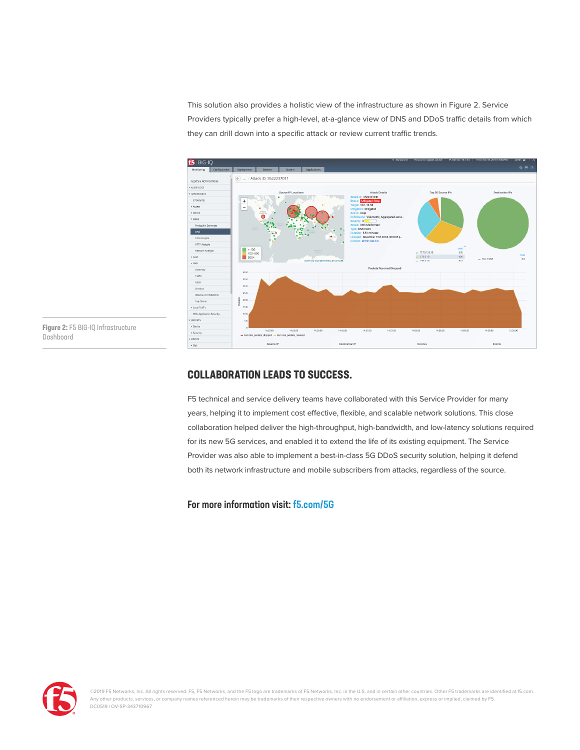This solution also provides a holistic view of the infrastructure as shown in Figure 2. Service Providers typically prefer a high-level, at-a-glance view of DNS and DDoS traffic details from which they can drill down into a specific attack or review current traffic trends.

**Figure 2:** F5 BIG-IQ Infrastructure Dashboard

## COLLABORATION LEADS TO SUCCESS.

F5 technical and service delivery teams have collaborated with this Service Provider for many years, helping it to implement cost effective, flexible, and scalable network solutions. This close collaboration helped deliver the high-throughput, high-bandwidth, and low-latency solutions required for its new 5G services, and enabled it to extend the life of its existing equipment. The Service Provider was also able to implement a best-in-class 5G DDoS security solution, helping it defend both its network infrastructure and mobile subscribers from attacks, regardless of the source.

**For more information visit: f5.com/5G**

©2019 F5 Networks, Inc. All rights reserved. F5, F5 Networks, and the F5 logo are trademarks of F5 Networks, Inc. in the U.S. and in certain other countries. Other F5 trademarks are identified at f5.com. Any other products, services, or company names referenced herein may be trademarks of their respective owners with no endorsement or affiliation, express or implied, claimed by F5. DC0519 | OV-SP-343710967